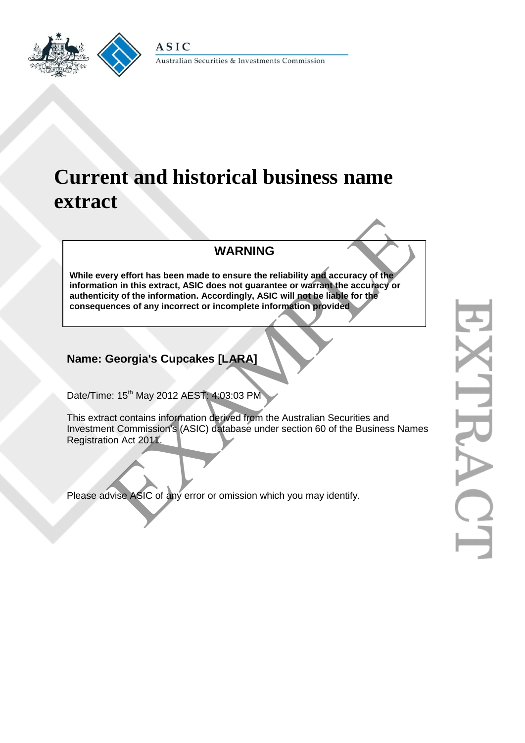ASIC

Australian Securities & Investments Commission

# Current and historical business name extract

## WARNING

**While every effort has been made to ensure the reliability and accuracy of the information in this extract, ASIC does not guarantee or warrant the accuracy or authenticity of the information. Accordingly, ASIC will not be liable for the consequences of any incorrect or incomplete information provided**

## Name: Georgia's Cupcakes [LARA]

Date/Time: 15th May 2012 AEST: 4:03:03 PM

This extract contains information derived from the Australian Securities and Investment Commission's (ASIC) database under section 60 of the Business Names Registration Act 2011.

Please advise ASIC of any error or omission which you may identify.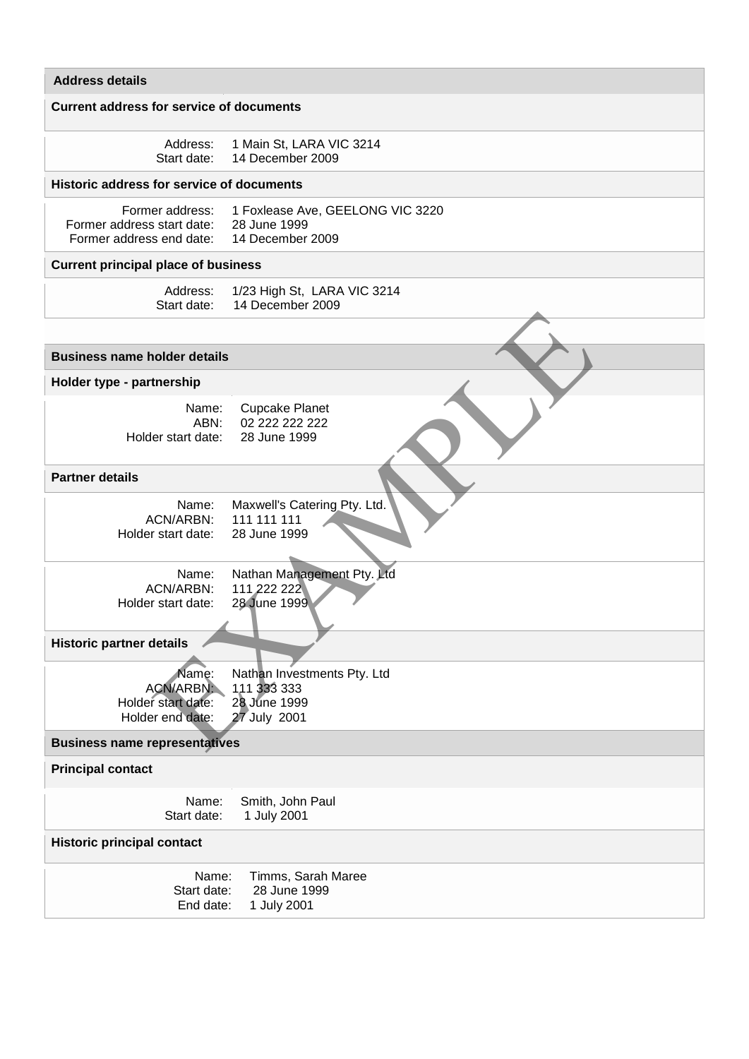## Address details

### Current address for service of documents

| | |
|---|---|
| Address: | 1 Main St, LARA VIC 3214 |
| Start date: | 14 December 2009 |

### Historic address for service of documents

| | |
|---|---|
| Former address: | 1 Foxlease Ave, GEELONG VIC 3220 |
| Former address start date: | 28 June 1999 |
| Former address end date: | 14 December 2009 |

### Current principal place of business

| | |
|---|---|
| Address: | 1/23 High St, LARA VIC 3214 |
| Start date: | 14 December 2009 |

## Business name holder details

### Holder type - partnership

| | |
|---|---|
| Name: | Cupcake Planet |
| ABN: | 02 222 222 222 |
| Holder start date: | 28 June 1999 |

### Partner details

| | |
|---|---|
| Name: | Maxwell's Catering Pty. Ltd. |
| ACN/ARBN: | 111 111 111 |
| Holder start date: | 28 June 1999 |

| | |
|---|---|
| Name: | Nathan Management Pty. Ltd |
| ACN/ARBN: | 111 222 222 |
| Holder start date: | 28 June 1999 |

### Historic partner details

| | |
|---|---|
| Name: | Nathan Investments Pty. Ltd |
| ACN/ARBN: | 111 333 333 |
| Holder start date: | 28 June 1999 |
| Holder end date: | 27 July 2001 |

## Business name representatives

### Principal contact

| | |
|---|---|
| Name: | Smith, John Paul |
| Start date: | 1 July 2001 |

### Historic principal contact

| | |
|---|---|
| Name: | Timms, Sarah Maree |
| Start date: | 28 June 1999 |
| End date: | 1 July 2001 |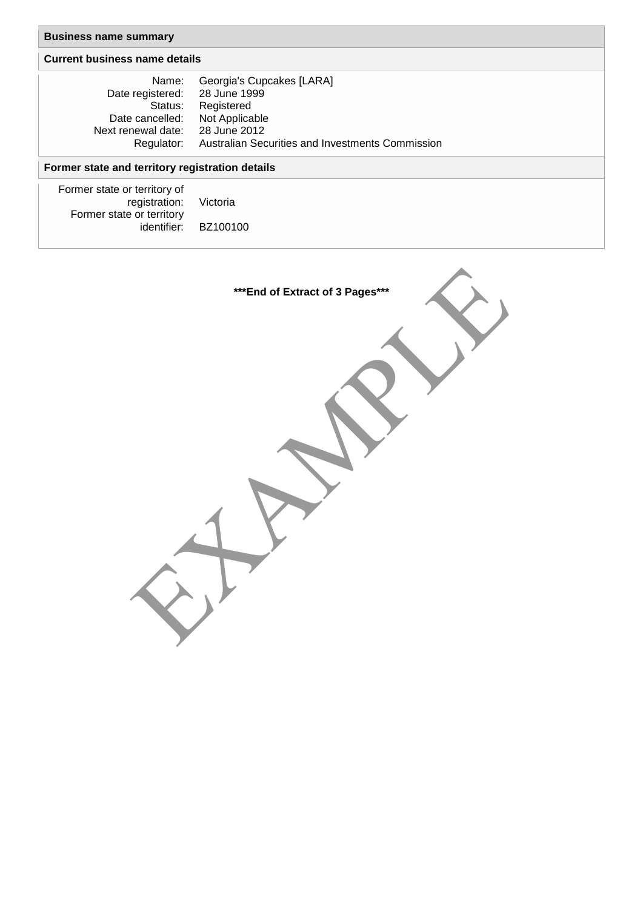## Business name summary

### Current business name details

| | |
|---|---|
| Name: | Georgia's Cupcakes [LARA] |
| Date registered: | 28 June 1999 |
| Status: | Registered |
| Date cancelled: | Not Applicable |
| Next renewal date: | 28 June 2012 |
| Regulator: | Australian Securities and Investments Commission |

### Former state and territory registration details

| | |
|---|---|
| Former state or territory of registration: | Victoria |
| Former state or territory identifier: | BZ100100 |

**\*\*\*End of Extract of 3 Pages\*\*\***

EXAMPLE